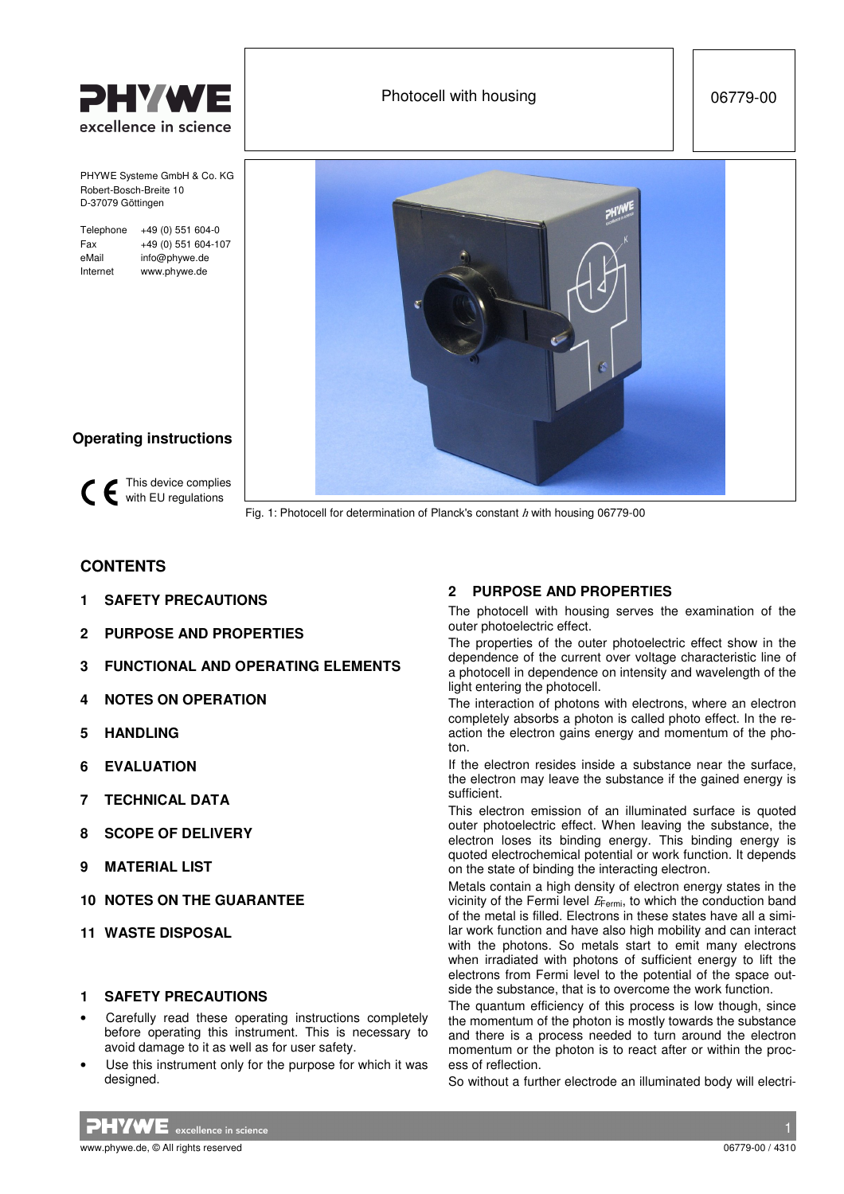PHYWE excellence in science

# Photocell with housing

06779-00

PHYWE Systeme GmbH & Co. KG
Robert-Bosch-Breite 10
D-37079 Göttingen

Telephone +49 (0) 551 604-0
Fax +49 (0) 551 604-107
eMail info@phywe.de
Internet www.phywe.de

**Operating instructions**

This device complies with EU regulations

Fig. 1: Photocell for determination of Planck's constant $h$ with housing 06779-00

## CONTENTS

1 SAFETY PRECAUTIONS

2 PURPOSE AND PROPERTIES

3 FUNCTIONAL AND OPERATING ELEMENTS

4 NOTES ON OPERATION

5 HANDLING

6 EVALUATION

7 TECHNICAL DATA

8 SCOPE OF DELIVERY

9 MATERIAL LIST

10 NOTES ON THE GUARANTEE

11 WASTE DISPOSAL

## 1 SAFETY PRECAUTIONS

- Carefully read these operating instructions completely before operating this instrument. This is necessary to avoid damage to it as well as for user safety.
- Use this instrument only for the purpose for which it was designed.

## 2 PURPOSE AND PROPERTIES

The photocell with housing serves the examination of the outer photoelectric effect.

The properties of the outer photoelectric effect show in the dependence of the current over voltage characteristic line of a photocell in dependence on intensity and wavelength of the light entering the photocell.

The interaction of photons with electrons, where an electron completely absorbs a photon is called photo effect. In the reaction the electron gains energy and momentum of the photon.

If the electron resides inside a substance near the surface, the electron may leave the substance if the gained energy is sufficient.

This electron emission of an illuminated surface is quoted outer photoelectric effect. When leaving the substance, the electron loses its binding energy. This binding energy is quoted electrochemical potential or work function. It depends on the state of binding the interacting electron.

Metals contain a high density of electron energy states in the vicinity of the Fermi level $E_{\text{Fermi}}$, to which the conduction band of the metal is filled. Electrons in these states have all a similar work function and have also high mobility and can interact with the photons. So metals start to emit many electrons when irradiated with photons of sufficient energy to lift the electrons from Fermi level to the potential of the space outside the substance, that is to overcome the work function.

The quantum efficiency of this process is low though, since the momentum of the photon is mostly towards the substance and there is a process needed to turn around the electron momentum or the photon is to react after or within the process of reflection.

So without a further electrode an illuminated body will electri-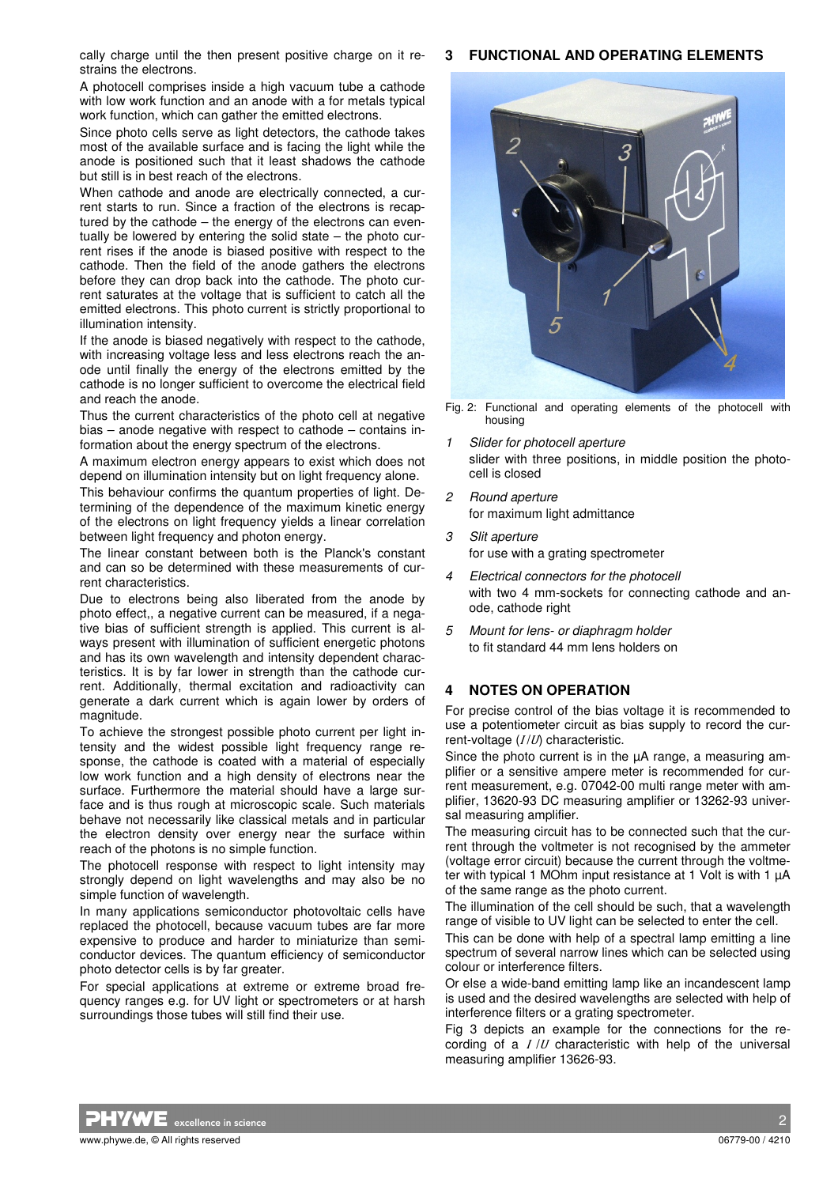cally charge until the then present positive charge on it restrains the electrons.

A photocell comprises inside a high vacuum tube a cathode with low work function and an anode with a for metals typical work function, which can gather the emitted electrons.

Since photo cells serve as light detectors, the cathode takes most of the available surface and is facing the light while the anode is positioned such that it least shadows the cathode but still is in best reach of the electrons.

When cathode and anode are electrically connected, a current starts to run. Since a fraction of the electrons is recaptured by the cathode – the energy of the electrons can eventually be lowered by entering the solid state – the photo current rises if the anode is biased positive with respect to the cathode. Then the field of the anode gathers the electrons before they can drop back into the cathode. The photo current saturates at the voltage that is sufficient to catch all the emitted electrons. This photo current is strictly proportional to illumination intensity.

If the anode is biased negatively with respect to the cathode, with increasing voltage less and less electrons reach the anode until finally the energy of the electrons emitted by the cathode is no longer sufficient to overcome the electrical field and reach the anode.

Thus the current characteristics of the photo cell at negative bias – anode negative with respect to cathode – contains information about the energy spectrum of the electrons.

A maximum electron energy appears to exist which does not depend on illumination intensity but on light frequency alone.

This behaviour confirms the quantum properties of light. Determining of the dependence of the maximum kinetic energy of the electrons on light frequency yields a linear correlation between light frequency and photon energy.

The linear constant between both is the Planck's constant and can so be determined with these measurements of current characteristics.

Due to electrons being also liberated from the anode by photo effect,, a negative current can be measured, if a negative bias of sufficient strength is applied. This current is always present with illumination of sufficient energetic photons and has its own wavelength and intensity dependent characteristics. It is by far lower in strength than the cathode current. Additionally, thermal excitation and radioactivity can generate a dark current which is again lower by orders of magnitude.

To achieve the strongest possible photo current per light intensity and the widest possible light frequency range response, the cathode is coated with a material of especially low work function and a high density of electrons near the surface. Furthermore the material should have a large surface and is thus rough at microscopic scale. Such materials behave not necessarily like classical metals and in particular the electron density over energy near the surface within reach of the photons is no simple function.

The photocell response with respect to light intensity may strongly depend on light wavelengths and may also be no simple function of wavelength.

In many applications semiconductor photovoltaic cells have replaced the photocell, because vacuum tubes are far more expensive to produce and harder to miniaturize than semiconductor devices. The quantum efficiency of semiconductor photo detector cells is by far greater.

For special applications at extreme or extreme broad frequency ranges e.g. for UV light or spectrometers or at harsh surroundings those tubes will still find their use.

## 3 FUNCTIONAL AND OPERATING ELEMENTS

Fig. 2: Functional and operating elements of the photocell with housing

1. *Slider for photocell aperture*
   slider with three positions, in middle position the photocell is closed
2. *Round aperture*
   for maximum light admittance
3. *Slit aperture*
   for use with a grating spectrometer
4. *Electrical connectors for the photocell*
   with two 4 mm-sockets for connecting cathode and anode, cathode right
5. *Mount for lens- or diaphragm holder*
   to fit standard 44 mm lens holders on

## 4 NOTES ON OPERATION

For precise control of the bias voltage it is recommended to use a potentiometer circuit as bias supply to record the current-voltage ($I/U$) characteristic.

Since the photo current is in the µA range, a measuring amplifier or a sensitive ampere meter is recommended for current measurement, e.g. 07042-00 multi range meter with amplifier, 13620-93 DC measuring amplifier or 13262-93 universal measuring amplifier.

The measuring circuit has to be connected such that the current through the voltmeter is not recognised by the ammeter (voltage error circuit) because the current through the voltmeter with typical 1 MOhm input resistance at 1 Volt is with 1 µA of the same range as the photo current.

The illumination of the cell should be such, that a wavelength range of visible to UV light can be selected to enter the cell.

This can be done with help of a spectral lamp emitting a line spectrum of several narrow lines which can be selected using colour or interference filters.

Or else a wide-band emitting lamp like an incandescent lamp is used and the desired wavelengths are selected with help of interference filters or a grating spectrometer.

Fig 3 depicts an example for the connections for the recording of a $I/U$ characteristic with help of the universal measuring amplifier 13626-93.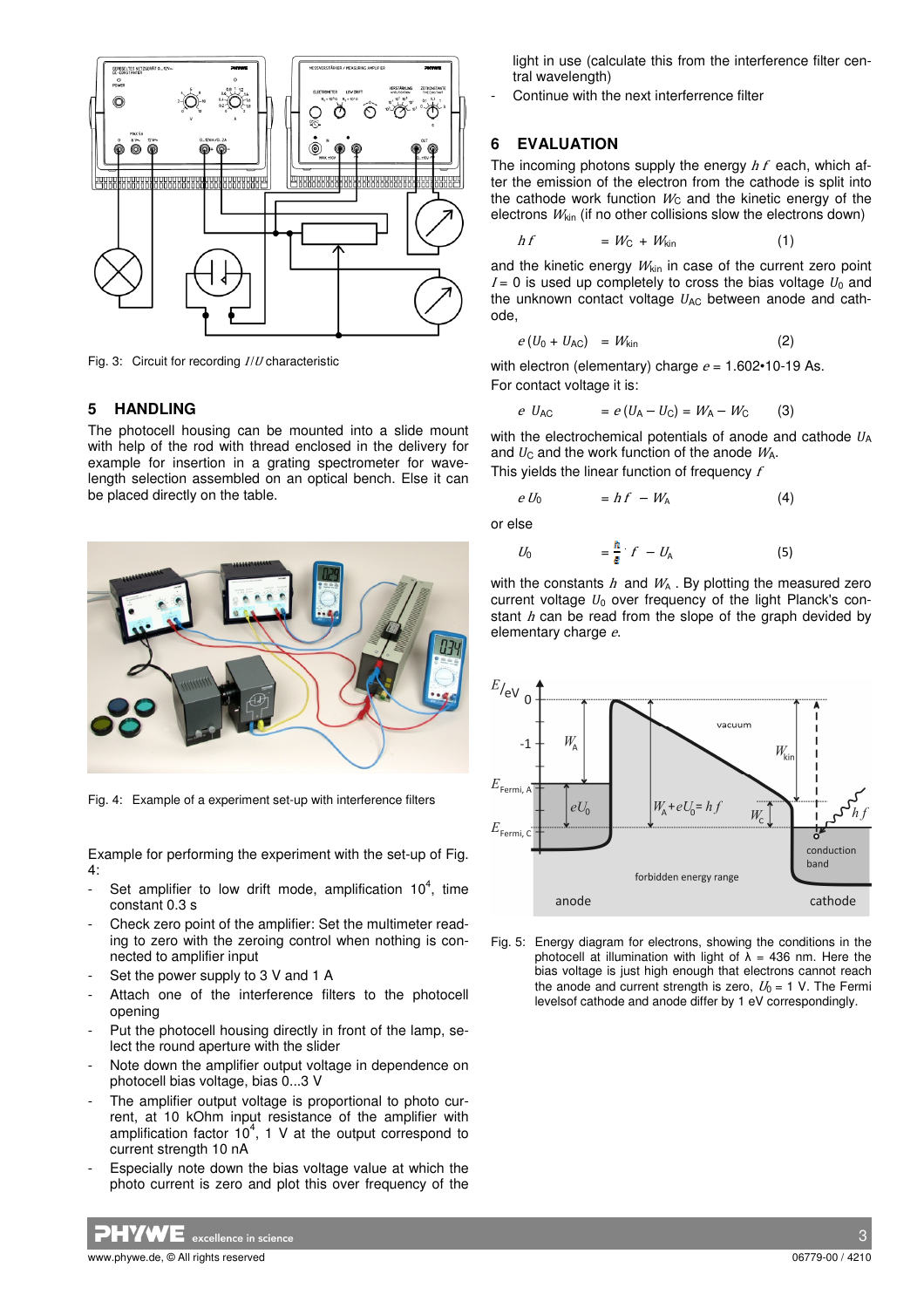Fig. 3: Circuit for recording $I/U$ characteristic

## 5 HANDLING

The photocell housing can be mounted into a slide mount with help of the rod with thread enclosed in the delivery for example for insertion in a grating spectrometer for wavelength selection assembled on an optical bench. Else it can be placed directly on the table.

Fig. 4: Example of a experiment set-up with interference filters

Example for performing the experiment with the set-up of Fig. 4:

- Set amplifier to low drift mode, amplification $10^4$, time constant 0.3 s
- Check zero point of the amplifier: Set the multimeter reading to zero with the zeroing control when nothing is connected to amplifier input
- Set the power supply to 3 V and 1 A
- Attach one of the interference filters to the photocell opening
- Put the photocell housing directly in front of the lamp, select the round aperture with the slider
- Note down the amplifier output voltage in dependence on photocell bias voltage, bias 0...3 V
- The amplifier output voltage is proportional to photo current, at 10 kOhm input resistance of the amplifier with amplification factor $10^4$, 1 V at the output correspond to current strength 10 nA
- Especially note down the bias voltage value at which the photo current is zero and plot this over frequency of the light in use (calculate this from the interference filter central wavelength)
- Continue with the next interferrence filter

## 6 EVALUATION

The incoming photons supply the energy $hf$ each, which after the emission of the electron from the cathode is split into the cathode work function $W_C$ and the kinetic energy of the electrons $W_{kin}$ (if no other collisions slow the electrons down)

$$hf = W_C + W_{kin} \quad (1)$$

and the kinetic energy $W_{kin}$ in case of the current zero point $I = 0$ is used up completely to cross the bias voltage $U_0$ and the unknown contact voltage $U_{AC}$ between anode and cathode,

$$e\,(U_0 + U_{AC}) = W_{kin} \quad (2)$$

with electron (elementary) charge $e$ = 1.602•10-19 As.
For contact voltage it is:

$$e\,U_{AC} = e\,(U_A - U_C) = W_A - W_C \quad (3)$$

with the electrochemical potentials of anode and cathode $U_A$ and $U_C$ and the work function of the anode $W_A$.
This yields the linear function of frequency $f$

$$e\,U_0 = hf - W_A \quad (4)$$

or else

$$U_0 = \frac{h}{e} \cdot f - U_A \quad (5)$$

with the constants $h$ and $W_A$. By plotting the measured zero current voltage $U_0$ over frequency of the light Planck's constant $h$ can be read from the slope of the graph devided by elementary charge $e$.

Fig. 5: Energy diagram for electrons, showing the conditions in the photocell at illumination with light of λ = 436 nm. Here the bias voltage is just high enough that electrons cannot reach the anode and current strength is zero, $U_0$ = 1 V. The Fermi levelsof cathode and anode differ by 1 eV correspondingly.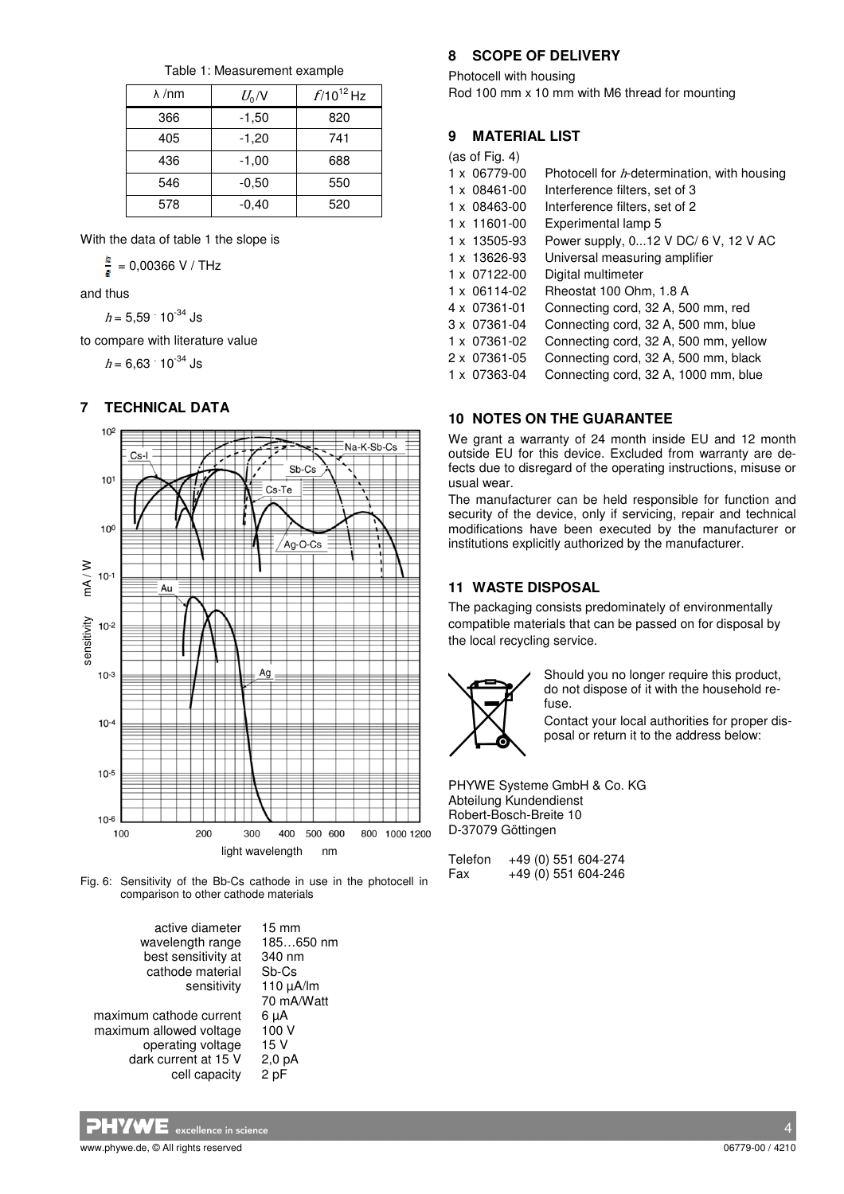Table 1: Measurement example

| λ /nm | $U_0$/V | $f$/$10^{12}$ Hz |
|---|---|---|
| 366 | -1,50 | 820 |
| 405 | -1,20 | 741 |
| 436 | -1,00 | 688 |
| 546 | -0,50 | 550 |
| 578 | -0,40 | 520 |

With the data of table 1 the slope is

$\frac{h}{e}$ = 0,00366 V / THz

and thus

$h = 5{,}59 \cdot 10^{-34}$ Js

to compare with literature value

$h = 6{,}63 \cdot 10^{-34}$ Js

## 7 TECHNICAL DATA

$10^2$
$10^1$
$10^0$
$10^{-1}$
$10^{-2}$
$10^{-3}$
$10^{-4}$
$10^{-5}$
$10^{-6}$
sensitivity mA / W
100 200 300 400 500 600 800 1000 1200
light wavelength nm
Cs-I
Na-K-Sb-Cs
Sb-Cs
Cs-Te
Ag-O-Cs
Au
Ag

Fig. 6: Sensitivity of the Bb-Cs cathode in use in the photocell in comparison to other cathode materials

| | |
|---|---|
| active diameter | 15 mm |
| wavelength range | 185…650 nm |
| best sensitivity at | 340 nm |
| cathode material | Sb-Cs |
| sensitivity | 110 µA/lm |
| | 70 mA/Watt |
| maximum cathode current | 6 µA |
| maximum allowed voltage | 100 V |
| operating voltage | 15 V |
| dark current at 15 V | 2,0 pA |
| cell capacity | 2 pF |

## 8 SCOPE OF DELIVERY

Photocell with housing
Rod 100 mm x 10 mm with M6 thread for mounting

## 9 MATERIAL LIST

(as of Fig. 4)

| | |
|---|---|
| 1 x 06779-00 | Photocell for *h*-determination, with housing |
| 1 x 08461-00 | Interference filters, set of 3 |
| 1 x 08463-00 | Interference filters, set of 2 |
| 1 x 11601-00 | Experimental lamp 5 |
| 1 x 13505-93 | Power supply, 0...12 V DC/ 6 V, 12 V AC |
| 1 x 13626-93 | Universal measuring amplifier |
| 1 x 07122-00 | Digital multimeter |
| 1 x 06114-02 | Rheostat 100 Ohm, 1.8 A |
| 4 x 07361-01 | Connecting cord, 32 A, 500 mm, red |
| 3 x 07361-04 | Connecting cord, 32 A, 500 mm, blue |
| 1 x 07361-02 | Connecting cord, 32 A, 500 mm, yellow |
| 2 x 07361-05 | Connecting cord, 32 A, 500 mm, black |
| 1 x 07363-04 | Connecting cord, 32 A, 1000 mm, blue |

## 10 NOTES ON THE GUARANTEE

We grant a warranty of 24 month inside EU and 12 month outside EU for this device. Excluded from warranty are defects due to disregard of the operating instructions, misuse or usual wear.

The manufacturer can be held responsible for function and security of the device, only if servicing, repair and technical modifications have been executed by the manufacturer or institutions explicitly authorized by the manufacturer.

## 11 WASTE DISPOSAL

The packaging consists predominately of environmentally compatible materials that can be passed on for disposal by the local recycling service.

Should you no longer require this product, do not dispose of it with the household refuse.

Contact your local authorities for proper disposal or return it to the address below:

PHYWE Systeme GmbH & Co. KG
Abteilung Kundendienst
Robert-Bosch-Breite 10
D-37079 Göttingen

Telefon +49 (0) 551 604-274
Fax +49 (0) 551 604-246